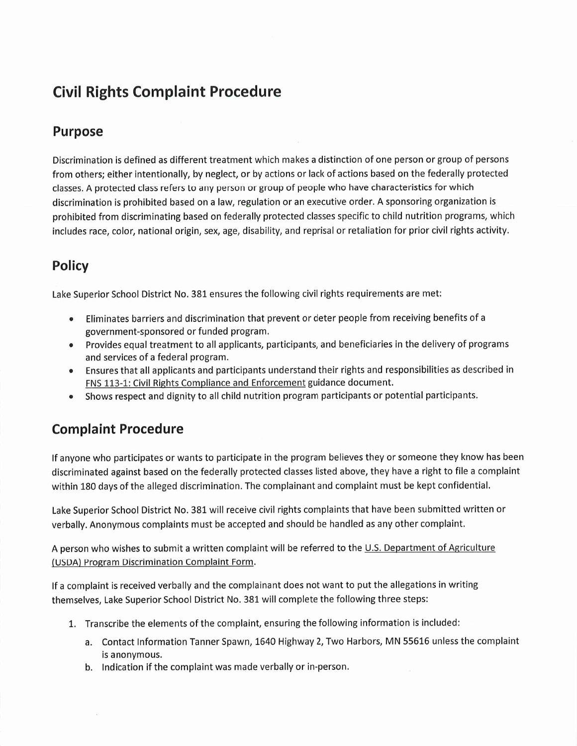# Civil Rights Complaint Procedure

## Purpose

Discrimination is defined as different treatment which makes a distinction of one person or group of persons from others; either intentionally, by neglect, or by actions or lack of actions based on the federally protected classes. A protected class refers to any person or group of people who have characteristics for which discrimination is prohibited based on a law, regulation or an executive order. A sponsoring organization is prohibited from discriminating based on federally protected classes specific to child nutrition programs, which includes race, color, national origin, sex, age, disability, and reprisal or retaliation for prior civil rights activity.

## Policy

Lake Superior School District No. 381 ensures the following civil rights requirements are met:

- Eliminates barriers and discrimination that prevent or deter people from receiving benefits of a government-sponsored or funded program.
- Provides equal treatment to all applicants, participants, and beneficiaries in the delivery of programs and services of a federal program.
- Ensures that all applicants and participants understand their rights and responsibilities as described in FNS 113-1: Civil Rights Compliance and Enforcement guidance document.
- Shows respect and dignity to all child nutrition program participants or potential participants.

## Complaint Procedure

If anyone who participates or wants to participate in the program believes they or someone they know has been discriminated against based on the federally protected classes listed above, they have a right to file a complaint within 180 days of the alleged discrimination. The complainant and complaint must be kept confidential.

Lake Superior School District No. 381 will receive civil rights complaints that have been submitted written or verbally. Anonymous complaints must be accepted and should be handled as any other complaint.

A person who wishes to submit a written complaint will be referred to the U.S. Department of Agriculture (USDA) Program Discrimination Complaint Form.

If a complaint is received verbally and the complainant does not want to put the allegations in writing themselves, Lake Superior School District No. 381 will complete the following three steps:

1. Transcribe the elements of the complaint, ensuring the following information is included:
   a. Contact Information Tanner Spawn, 1640 Highway 2, Two Harbors, MN 55616 unless the complaint is anonymous.
   b. Indication if the complaint was made verbally or in-person.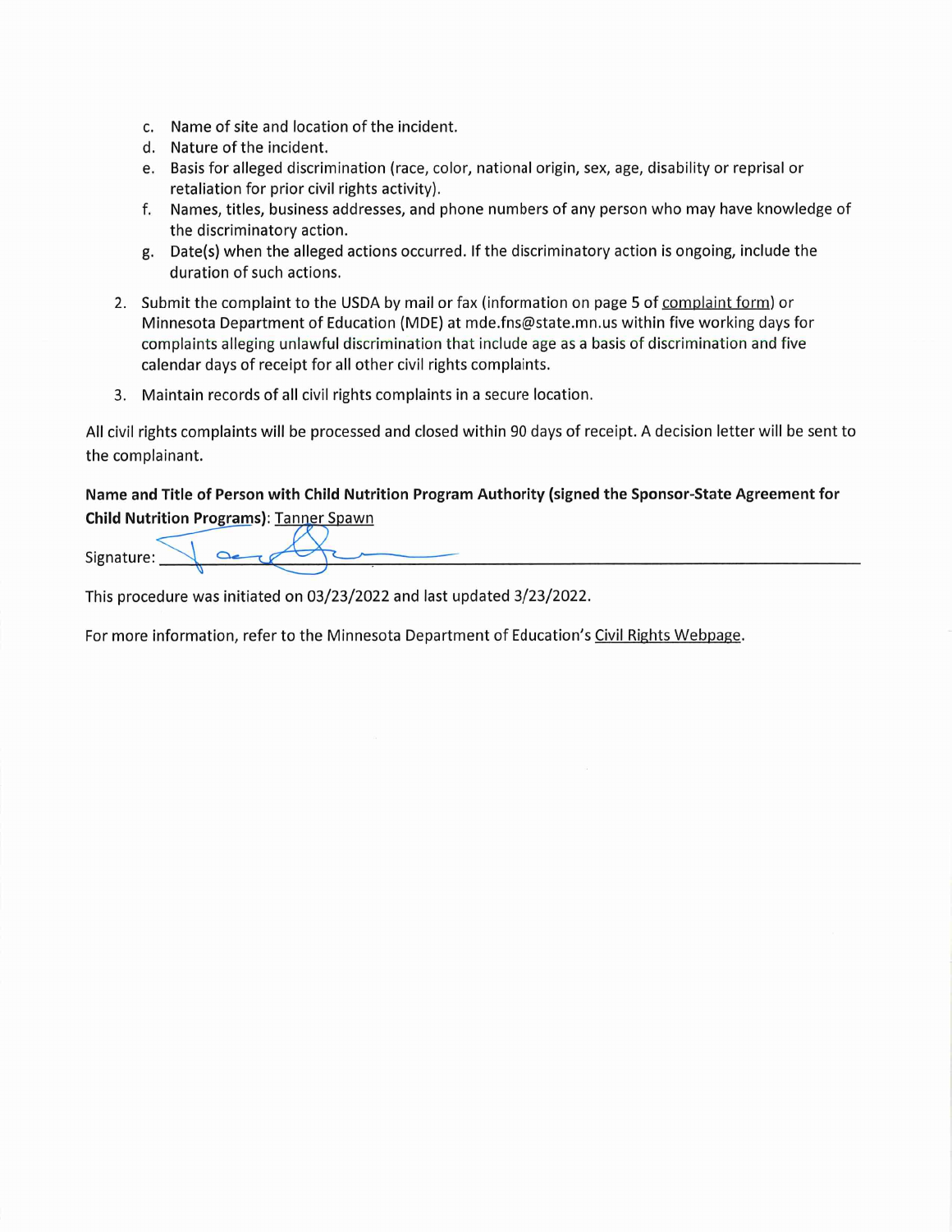c. Name of site and location of the incident.
d. Nature of the incident.
e. Basis for alleged discrimination (race, color, national origin, sex, age, disability or reprisal or retaliation for prior civil rights activity).
f. Names, titles, business addresses, and phone numbers of any person who may have knowledge of the discriminatory action.
g. Date(s) when the alleged actions occurred. If the discriminatory action is ongoing, include the duration of such actions.

2. Submit the complaint to the USDA by mail or fax (information on page 5 of complaint form) or Minnesota Department of Education (MDE) at mde.fns@state.mn.us within five working days for complaints alleging unlawful discrimination that include age as a basis of discrimination and five calendar days of receipt for all other civil rights complaints.
3. Maintain records of all civil rights complaints in a secure location.

All civil rights complaints will be processed and closed within 90 days of receipt. A decision letter will be sent to the complainant.

**Name and Title of Person with Child Nutrition Program Authority (signed the Sponsor-State Agreement for Child Nutrition Programs):** Tanner Spawn

Signature: ______________________________

This procedure was initiated on 03/23/2022 and last updated 3/23/2022.

For more information, refer to the Minnesota Department of Education's Civil Rights Webpage.